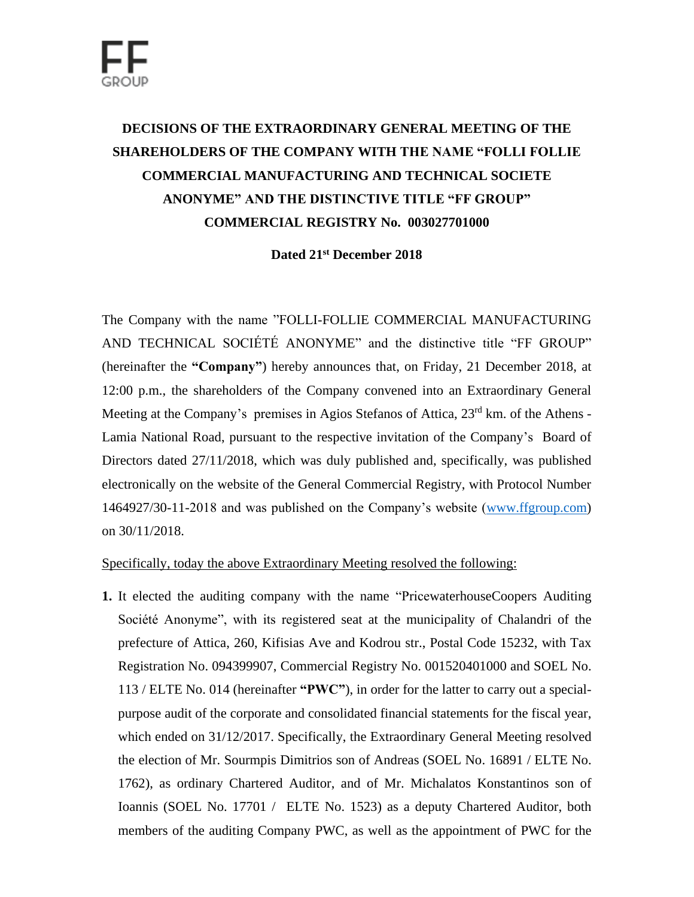FF GROUP

# DECISIONS OF THE EXTRAORDINARY GENERAL MEETING OF THE SHAREHOLDERS OF THE COMPANY WITH THE NAME "FOLLI FOLLIE COMMERCIAL MANUFACTURING AND TECHNICAL SOCIETE ANONYME" AND THE DISTINCTIVE TITLE "FF GROUP" COMMERCIAL REGISTRY No. 003027701000

**Dated 21st December 2018**

The Company with the name "FOLLI-FOLLIE COMMERCIAL MANUFACTURING AND TECHNICAL SOCIÉTÉ ANONYME" and the distinctive title "FF GROUP" (hereinafter the **"Company"**) hereby announces that, on Friday, 21 December 2018, at 12:00 p.m., the shareholders of the Company convened into an Extraordinary General Meeting at the Company's premises in Agios Stefanos of Attica, 23rd km. of the Athens - Lamia National Road, pursuant to the respective invitation of the Company's Board of Directors dated 27/11/2018, which was duly published and, specifically, was published electronically on the website of the General Commercial Registry, with Protocol Number 1464927/30-11-2018 and was published on the Company's website (www.ffgroup.com) on 30/11/2018.

<u>Specifically, today the above Extraordinary Meeting resolved the following:</u>

**1.** It elected the auditing company with the name "PricewaterhouseCoopers Auditing Société Anonyme", with its registered seat at the municipality of Chalandri of the prefecture of Attica, 260, Kifisias Ave and Kodrou str., Postal Code 15232, with Tax Registration No. 094399907, Commercial Registry No. 001520401000 and SOEL No. 113 / ELTE No. 014 (hereinafter **"PWC"**), in order for the latter to carry out a special-purpose audit of the corporate and consolidated financial statements for the fiscal year, which ended on 31/12/2017. Specifically, the Extraordinary General Meeting resolved the election of Mr. Sourmpis Dimitrios son of Andreas (SOEL No. 16891 / ELTE No. 1762), as ordinary Chartered Auditor, and of Mr. Michalatos Konstantinos son of Ioannis (SOEL No. 17701 / ELTE No. 1523) as a deputy Chartered Auditor, both members of the auditing Company PWC, as well as the appointment of PWC for the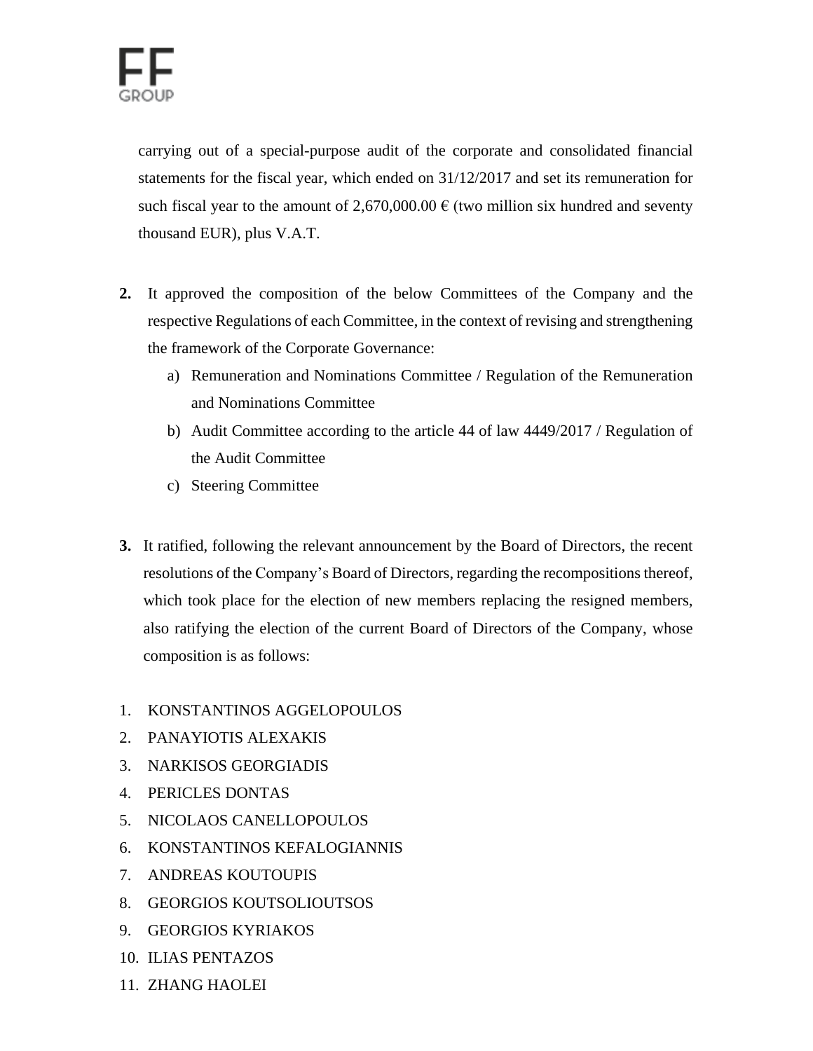carrying out of a special-purpose audit of the corporate and consolidated financial statements for the fiscal year, which ended on 31/12/2017 and set its remuneration for such fiscal year to the amount of 2,670,000.00 € (two million six hundred and seventy thousand EUR), plus V.A.T.

2. It approved the composition of the below Committees of the Company and the respective Regulations of each Committee, in the context of revising and strengthening the framework of the Corporate Governance:
   a) Remuneration and Nominations Committee / Regulation of the Remuneration and Nominations Committee
   b) Audit Committee according to the article 44 of law 4449/2017 / Regulation of the Audit Committee
   c) Steering Committee

3. It ratified, following the relevant announcement by the Board of Directors, the recent resolutions of the Company's Board of Directors, regarding the recompositions thereof, which took place for the election of new members replacing the resigned members, also ratifying the election of the current Board of Directors of the Company, whose composition is as follows:

1. KONSTANTINOS AGGELOPOULOS
2. PANAYIOTIS ALEXAKIS
3. NARKISOS GEORGIADIS
4. PERICLES DONTAS
5. NICOLAOS CANELLOPOULOS
6. KONSTANTINOS KEFALOGIANNIS
7. ANDREAS KOUTOUPIS
8. GEORGIOS KOUTSOLIOUTSOS
9. GEORGIOS KYRIAKOS
10. ILIAS PENTAZOS
11. ZHANG HAOLEI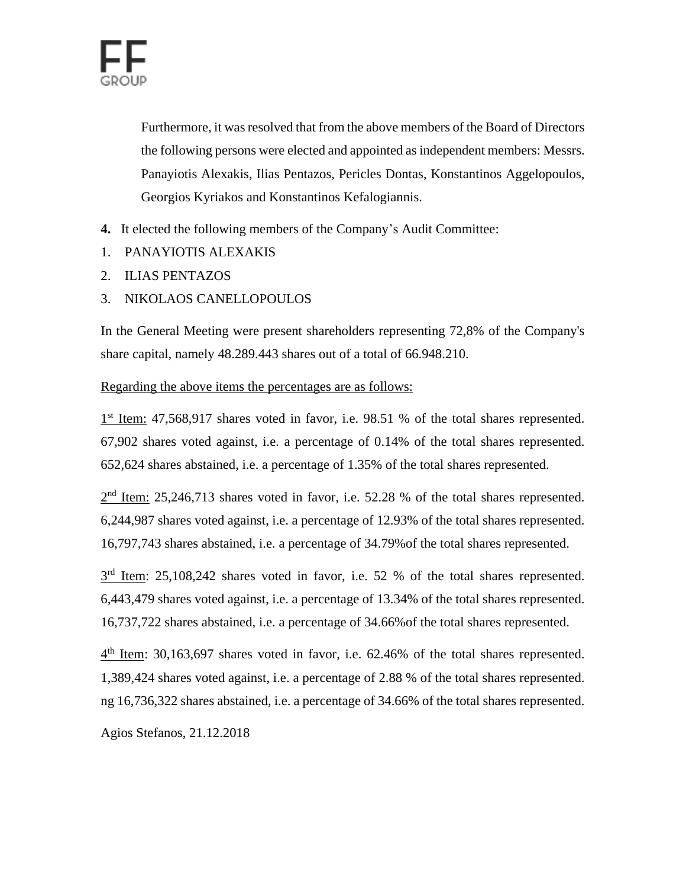Furthermore, it was resolved that from the above members of the Board of Directors the following persons were elected and appointed as independent members: Messrs. Panayiotis Alexakis, Ilias Pentazos, Pericles Dontas, Konstantinos Aggelopoulos, Georgios Kyriakos and Konstantinos Kefalogiannis.

**4.** It elected the following members of the Company's Audit Committee:

1. PANAYIOTIS ALEXAKIS
2. ILIAS PENTAZOS
3. NIKOLAOS CANELLOPOULOS

In the General Meeting were present shareholders representing 72,8% of the Company's share capital, namely 48.289.443 shares out of a total of 66.948.210.

Regarding the above items the percentages are as follows:

1st Item: 47,568,917 shares voted in favor, i.e. 98.51 % of the total shares represented. 67,902 shares voted against, i.e. a percentage of 0.14% of the total shares represented. 652,624 shares abstained, i.e. a percentage of 1.35% of the total shares represented.

2nd Item: 25,246,713 shares voted in favor, i.e. 52.28 % of the total shares represented. 6,244,987 shares voted against, i.e. a percentage of 12.93% of the total shares represented. 16,797,743 shares abstained, i.e. a percentage of 34.79%of the total shares represented.

3rd Item: 25,108,242 shares voted in favor, i.e. 52 % of the total shares represented. 6,443,479 shares voted against, i.e. a percentage of 13.34% of the total shares represented. 16,737,722 shares abstained, i.e. a percentage of 34.66%of the total shares represented.

4th Item: 30,163,697 shares voted in favor, i.e. 62.46% of the total shares represented. 1,389,424 shares voted against, i.e. a percentage of 2.88 % of the total shares represented. ng 16,736,322 shares abstained, i.e. a percentage of 34.66% of the total shares represented.

Agios Stefanos, 21.12.2018